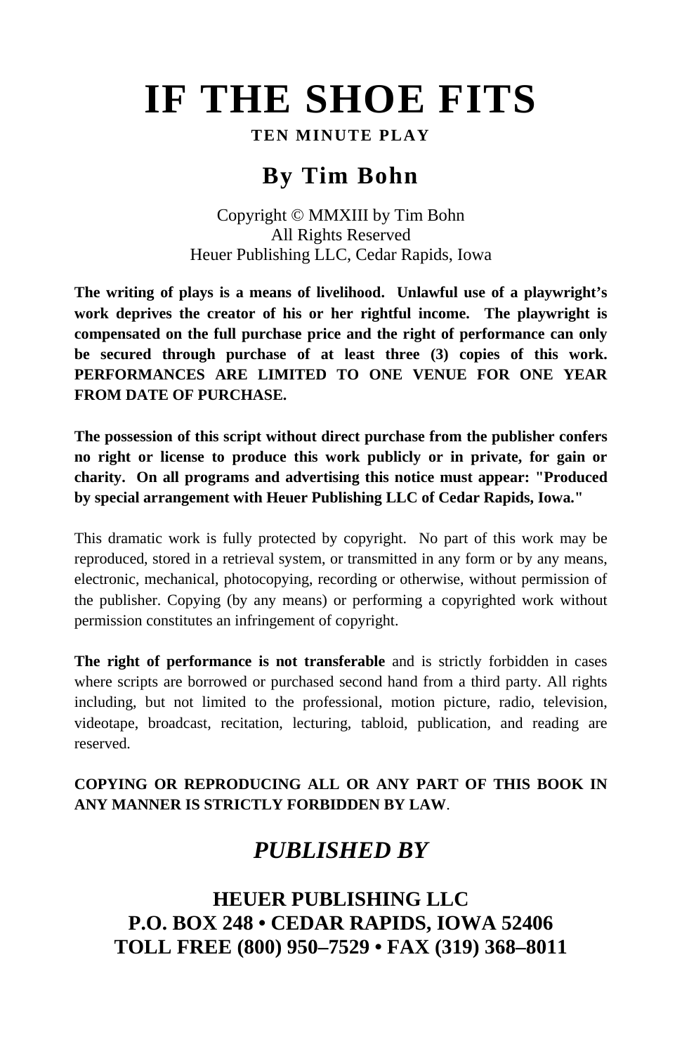# IF THE SHOE FITS

**TEN MINUTE PLAY**

## By Tim Bohn

Copyright © MMXIII by Tim Bohn
All Rights Reserved
Heuer Publishing LLC, Cedar Rapids, Iowa

**The writing of plays is a means of livelihood. Unlawful use of a playwright's work deprives the creator of his or her rightful income. The playwright is compensated on the full purchase price and the right of performance can only be secured through purchase of at least three (3) copies of this work. PERFORMANCES ARE LIMITED TO ONE VENUE FOR ONE YEAR FROM DATE OF PURCHASE.**

**The possession of this script without direct purchase from the publisher confers no right or license to produce this work publicly or in private, for gain or charity. On all programs and advertising this notice must appear: "Produced by special arrangement with Heuer Publishing LLC of Cedar Rapids, Iowa."**

This dramatic work is fully protected by copyright. No part of this work may be reproduced, stored in a retrieval system, or transmitted in any form or by any means, electronic, mechanical, photocopying, recording or otherwise, without permission of the publisher. Copying (by any means) or performing a copyrighted work without permission constitutes an infringement of copyright.

**The right of performance is not transferable** and is strictly forbidden in cases where scripts are borrowed or purchased second hand from a third party. All rights including, but not limited to the professional, motion picture, radio, television, videotape, broadcast, recitation, lecturing, tabloid, publication, and reading are reserved.

**COPYING OR REPRODUCING ALL OR ANY PART OF THIS BOOK IN ANY MANNER IS STRICTLY FORBIDDEN BY LAW**.

## *PUBLISHED BY*

**HEUER PUBLISHING LLC**
**P.O. BOX 248 • CEDAR RAPIDS, IOWA 52406**
**TOLL FREE (800) 950–7529 • FAX (319) 368–8011**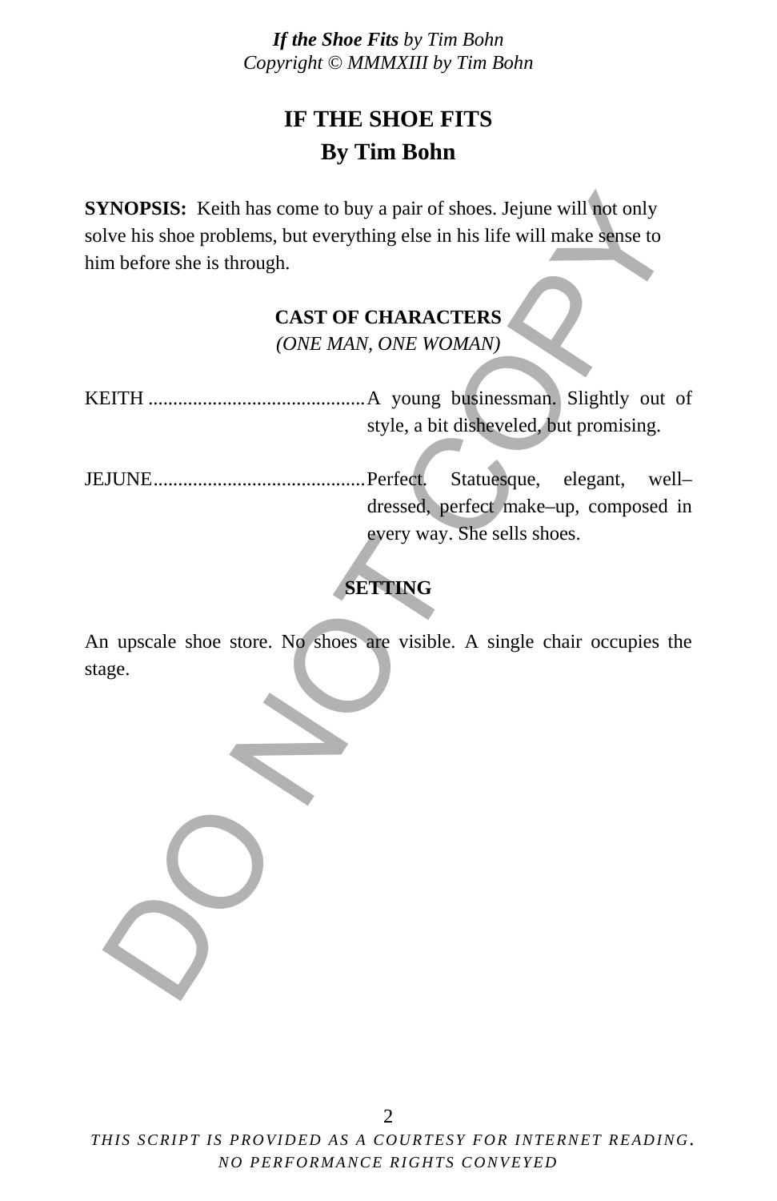# IF THE SHOE FITS

## By Tim Bohn

**SYNOPSIS:** Keith has come to buy a pair of shoes. Jejune will not only solve his shoe problems, but everything else in his life will make sense to him before she is through.

### CAST OF CHARACTERS

*(ONE MAN, ONE WOMAN)*

KEITH ............................................ A young businessman. Slightly out of style, a bit disheveled, but promising.

JEJUNE........................................... Perfect. Statuesque, elegant, well–dressed, perfect make–up, composed in every way. She sells shoes.

### SETTING

An upscale shoe store. No shoes are visible. A single chair occupies the stage.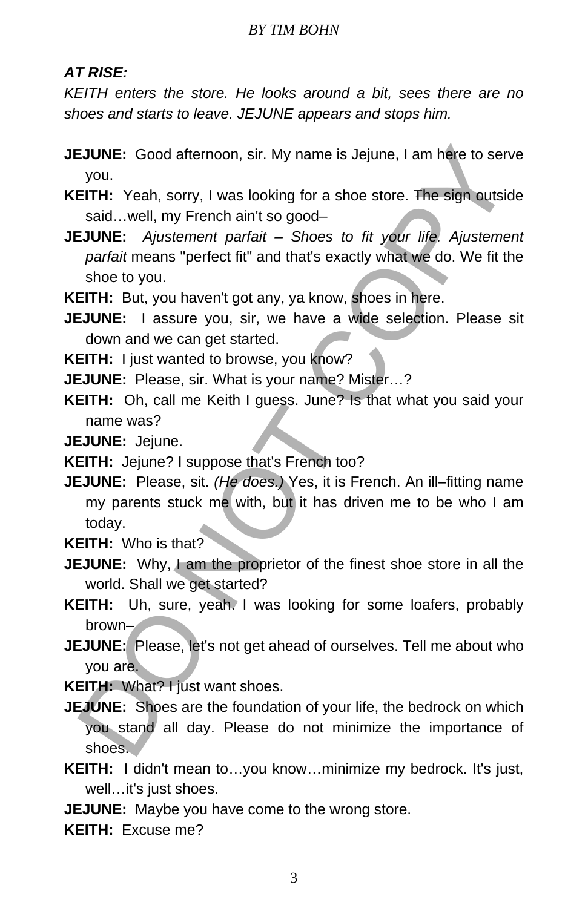***AT RISE:***

*KEITH enters the store. He looks around a bit, sees there are no shoes and starts to leave. JEJUNE appears and stops him.*

**JEJUNE:** Good afternoon, sir. My name is Jejune, I am here to serve you.

**KEITH:** Yeah, sorry, I was looking for a shoe store. The sign outside said…well, my French ain't so good–

**JEJUNE:** *Ajustement parfait – Shoes to fit your life. Ajustement parfait* means "perfect fit" and that's exactly what we do. We fit the shoe to you.

**KEITH:** But, you haven't got any, ya know, shoes in here.

**JEJUNE:** I assure you, sir, we have a wide selection. Please sit down and we can get started.

**KEITH:** I just wanted to browse, you know?

**JEJUNE:** Please, sir. What is your name? Mister…?

**KEITH:** Oh, call me Keith I guess. June? Is that what you said your name was?

**JEJUNE:** Jejune.

**KEITH:** Jejune? I suppose that's French too?

**JEJUNE:** Please, sit. *(He does.)* Yes, it is French. An ill–fitting name my parents stuck me with, but it has driven me to be who I am today.

**KEITH:** Who is that?

**JEJUNE:** Why, I am the proprietor of the finest shoe store in all the world. Shall we get started?

**KEITH:** Uh, sure, yeah. I was looking for some loafers, probably brown–

**JEJUNE:** Please, let's not get ahead of ourselves. Tell me about who you are.

**KEITH:** What? I just want shoes.

**JEJUNE:** Shoes are the foundation of your life, the bedrock on which you stand all day. Please do not minimize the importance of shoes.

**KEITH:** I didn't mean to…you know…minimize my bedrock. It's just, well…it's just shoes.

**JEJUNE:** Maybe you have come to the wrong store.

**KEITH:** Excuse me?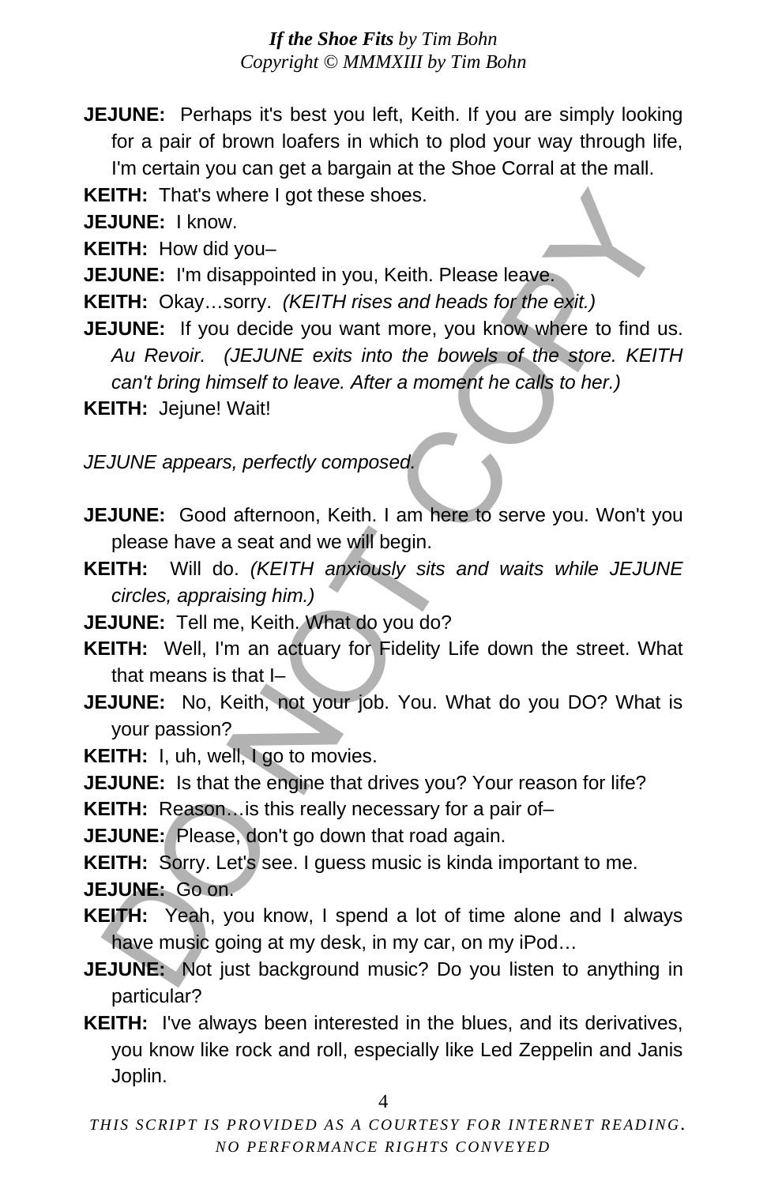**JEJUNE:** Perhaps it's best you left, Keith. If you are simply looking for a pair of brown loafers in which to plod your way through life, I'm certain you can get a bargain at the Shoe Corral at the mall.

**KEITH:** That's where I got these shoes.

**JEJUNE:** I know.

**KEITH:** How did you–

**JEJUNE:** I'm disappointed in you, Keith. Please leave.

**KEITH:** Okay…sorry. *(KEITH rises and heads for the exit.)*

**JEJUNE:** If you decide you want more, you know where to find us. *Au Revoir. (JEJUNE exits into the bowels of the store. KEITH can't bring himself to leave. After a moment he calls to her.)*

**KEITH:** Jejune! Wait!

*JEJUNE appears, perfectly composed.*

**JEJUNE:** Good afternoon, Keith. I am here to serve you. Won't you please have a seat and we will begin.

**KEITH:** Will do. *(KEITH anxiously sits and waits while JEJUNE circles, appraising him.)*

**JEJUNE:** Tell me, Keith. What do you do?

**KEITH:** Well, I'm an actuary for Fidelity Life down the street. What that means is that I–

**JEJUNE:** No, Keith, not your job. You. What do you DO? What is your passion?

**KEITH:** I, uh, well, I go to movies.

**JEJUNE:** Is that the engine that drives you? Your reason for life?

**KEITH:** Reason…is this really necessary for a pair of–

**JEJUNE:** Please, don't go down that road again.

**KEITH:** Sorry. Let's see. I guess music is kinda important to me.

**JEJUNE:** Go on.

**KEITH:** Yeah, you know, I spend a lot of time alone and I always have music going at my desk, in my car, on my iPod…

**JEJUNE:** Not just background music? Do you listen to anything in particular?

**KEITH:** I've always been interested in the blues, and its derivatives, you know like rock and roll, especially like Led Zeppelin and Janis Joplin.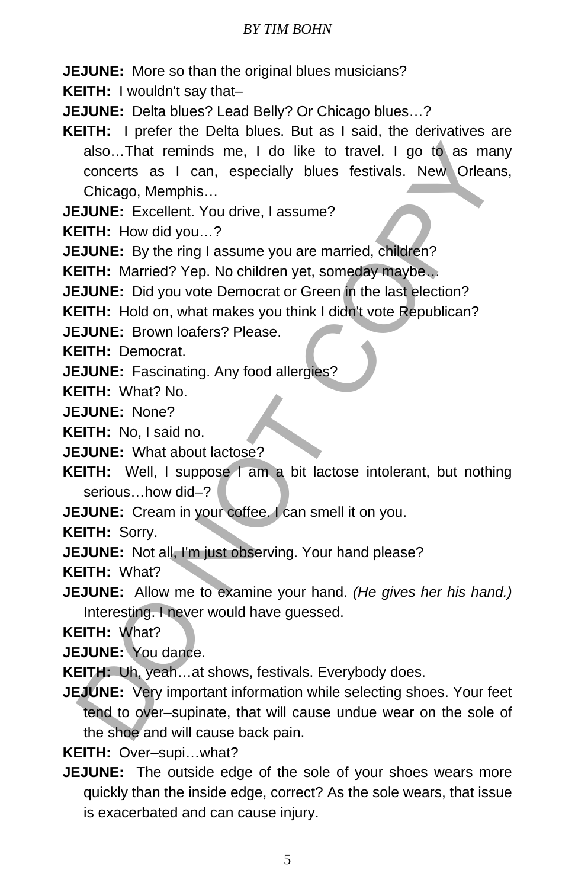**JEJUNE:** More so than the original blues musicians?

**KEITH:** I wouldn't say that–

**JEJUNE:** Delta blues? Lead Belly? Or Chicago blues…?

**KEITH:** I prefer the Delta blues. But as I said, the derivatives are also…That reminds me, I do like to travel. I go to as many concerts as I can, especially blues festivals. New Orleans, Chicago, Memphis…

**JEJUNE:** Excellent. You drive, I assume?

**KEITH:** How did you…?

**JEJUNE:** By the ring I assume you are married, children?

**KEITH:** Married? Yep. No children yet, someday maybe…

**JEJUNE:** Did you vote Democrat or Green in the last election?

**KEITH:** Hold on, what makes you think I didn't vote Republican?

**JEJUNE:** Brown loafers? Please.

**KEITH:** Democrat.

**JEJUNE:** Fascinating. Any food allergies?

**KEITH:** What? No.

**JEJUNE:** None?

**KEITH:** No, I said no.

**JEJUNE:** What about lactose?

**KEITH:** Well, I suppose I am a bit lactose intolerant, but nothing serious…how did–?

**JEJUNE:** Cream in your coffee. I can smell it on you.

**KEITH:** Sorry.

**JEJUNE:** Not all, I'm just observing. Your hand please?

**KEITH:** What?

**JEJUNE:** Allow me to examine your hand. *(He gives her his hand.)* Interesting. I never would have guessed.

**KEITH:** What?

**JEJUNE:** You dance.

**KEITH:** Uh, yeah…at shows, festivals. Everybody does.

**JEJUNE:** Very important information while selecting shoes. Your feet tend to over–supinate, that will cause undue wear on the sole of the shoe and will cause back pain.

**KEITH:** Over–supi…what?

**JEJUNE:** The outside edge of the sole of your shoes wears more quickly than the inside edge, correct? As the sole wears, that issue is exacerbated and can cause injury.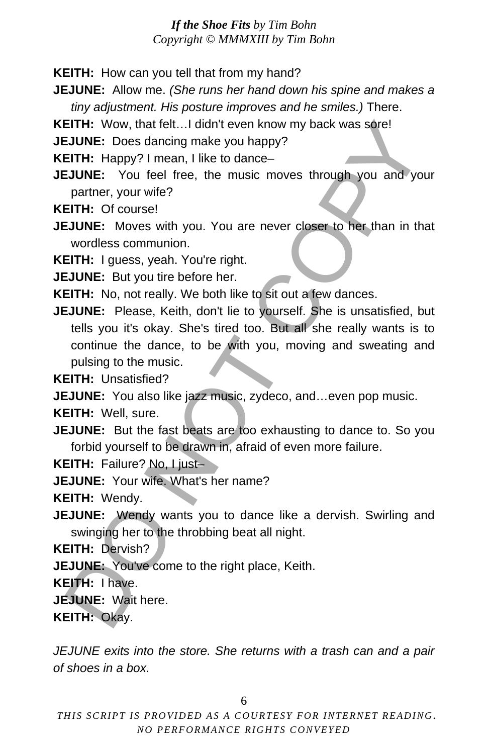**KEITH:** How can you tell that from my hand?

**JEJUNE:** Allow me. *(She runs her hand down his spine and makes a tiny adjustment. His posture improves and he smiles.)* There.

**KEITH:** Wow, that felt…I didn't even know my back was sore!

**JEJUNE:** Does dancing make you happy?

**KEITH:** Happy? I mean, I like to dance–

**JEJUNE:** You feel free, the music moves through you and your partner, your wife?

**KEITH:** Of course!

**JEJUNE:** Moves with you. You are never closer to her than in that wordless communion.

**KEITH:** I guess, yeah. You're right.

**JEJUNE:** But you tire before her.

**KEITH:** No, not really. We both like to sit out a few dances.

**JEJUNE:** Please, Keith, don't lie to yourself. She is unsatisfied, but tells you it's okay. She's tired too. But all she really wants is to continue the dance, to be with you, moving and sweating and pulsing to the music.

**KEITH:** Unsatisfied?

**JEJUNE:** You also like jazz music, zydeco, and…even pop music.

**KEITH:** Well, sure.

**JEJUNE:** But the fast beats are too exhausting to dance to. So you forbid yourself to be drawn in, afraid of even more failure.

**KEITH:** Failure? No, I just–

**JEJUNE:** Your wife. What's her name?

**KEITH:** Wendy.

**JEJUNE:** Wendy wants you to dance like a dervish. Swirling and swinging her to the throbbing beat all night.

**KEITH:** Dervish?

**JEJUNE:** You've come to the right place, Keith.

**KEITH:** I have.

**JEJUNE:** Wait here.

**KEITH:** Okay.

*JEJUNE exits into the store. She returns with a trash can and a pair of shoes in a box.*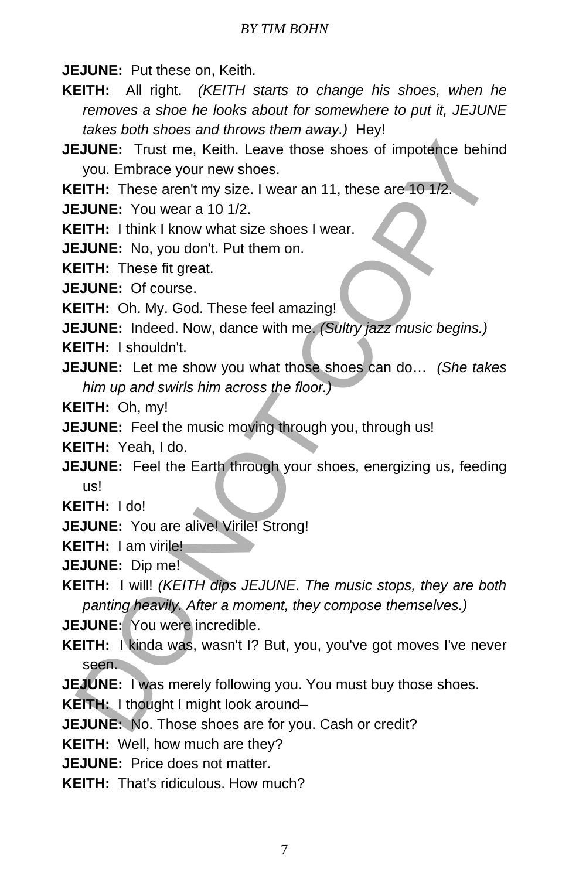**JEJUNE:** Put these on, Keith.

**KEITH:** All right. *(KEITH starts to change his shoes, when he removes a shoe he looks about for somewhere to put it, JEJUNE takes both shoes and throws them away.)* Hey!

**JEJUNE:** Trust me, Keith. Leave those shoes of impotence behind you. Embrace your new shoes.

**KEITH:** These aren't my size. I wear an 11, these are 10 1/2.

**JEJUNE:** You wear a 10 1/2.

**KEITH:** I think I know what size shoes I wear.

**JEJUNE:** No, you don't. Put them on.

**KEITH:** These fit great.

**JEJUNE:** Of course.

**KEITH:** Oh. My. God. These feel amazing!

**JEJUNE:** Indeed. Now, dance with me. *(Sultry jazz music begins.)*

**KEITH:** I shouldn't.

**JEJUNE:** Let me show you what those shoes can do… *(She takes him up and swirls him across the floor.)*

**KEITH:** Oh, my!

**JEJUNE:** Feel the music moving through you, through us!

**KEITH:** Yeah, I do.

**JEJUNE:** Feel the Earth through your shoes, energizing us, feeding us!

**KEITH:** I do!

**JEJUNE:** You are alive! Virile! Strong!

**KEITH:** I am virile!

**JEJUNE:** Dip me!

**KEITH:** I will! *(KEITH dips JEJUNE. The music stops, they are both panting heavily. After a moment, they compose themselves.)*

**JEJUNE:** You were incredible.

**KEITH:** I kinda was, wasn't I? But, you, you've got moves I've never seen.

**JEJUNE:** I was merely following you. You must buy those shoes.

**KEITH:** I thought I might look around–

**JEJUNE:** No. Those shoes are for you. Cash or credit?

**KEITH:** Well, how much are they?

**JEJUNE:** Price does not matter.

**KEITH:** That's ridiculous. How much?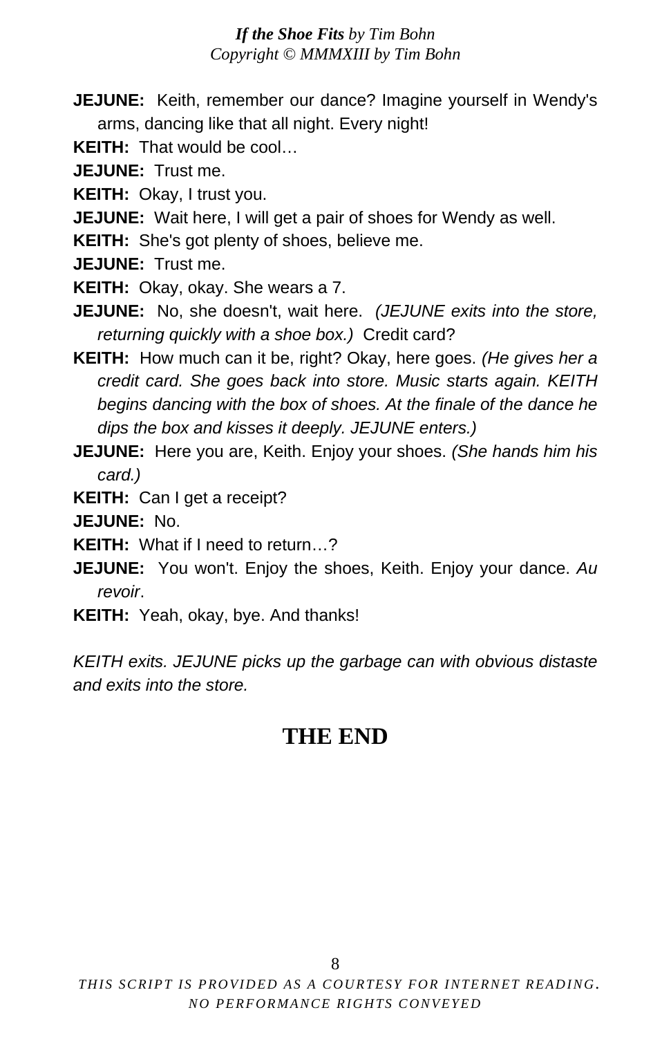**JEJUNE:** Keith, remember our dance? Imagine yourself in Wendy's arms, dancing like that all night. Every night!

**KEITH:** That would be cool…

**JEJUNE:** Trust me.

**KEITH:** Okay, I trust you.

**JEJUNE:** Wait here, I will get a pair of shoes for Wendy as well.

**KEITH:** She's got plenty of shoes, believe me.

**JEJUNE:** Trust me.

**KEITH:** Okay, okay. She wears a 7.

**JEJUNE:** No, she doesn't, wait here. *(JEJUNE exits into the store, returning quickly with a shoe box.)* Credit card?

**KEITH:** How much can it be, right? Okay, here goes. *(He gives her a credit card. She goes back into store. Music starts again. KEITH begins dancing with the box of shoes. At the finale of the dance he dips the box and kisses it deeply. JEJUNE enters.)*

**JEJUNE:** Here you are, Keith. Enjoy your shoes. *(She hands him his card.)*

**KEITH:** Can I get a receipt?

**JEJUNE:** No.

**KEITH:** What if I need to return…?

**JEJUNE:** You won't. Enjoy the shoes, Keith. Enjoy your dance. *Au revoir*.

**KEITH:** Yeah, okay, bye. And thanks!

*KEITH exits. JEJUNE picks up the garbage can with obvious distaste and exits into the store.*

## THE END